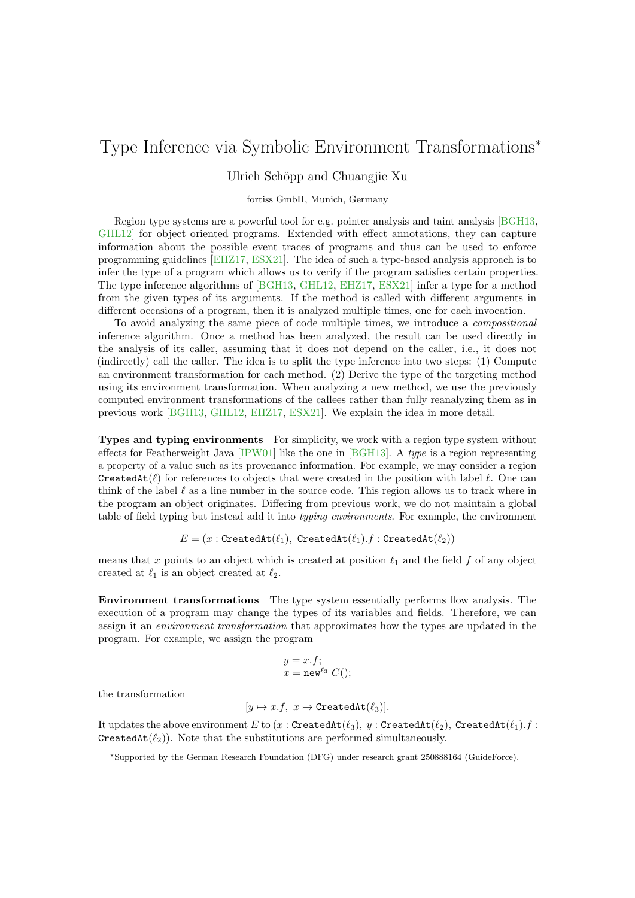# Type Inference via Symbolic Environment Transformations*

Ulrich Schöpp and Chuangjie Xu

fortiss GmbH, Munich, Germany

Region type systems are a powerful tool for e.g. pointer analysis and taint analysis [BGH13, GHL12] for object oriented programs. Extended with effect annotations, they can capture information about the possible event traces of programs and thus can be used to enforce programming guidelines [EHZ17, ESX21]. The idea of such a type-based analysis approach is to infer the type of a program which allows us to verify if the program satisfies certain properties. The type inference algorithms of [BGH13, GHL12, EHZ17, ESX21] infer a type for a method from the given types of its arguments. If the method is called with different arguments in different occasions of a program, then it is analyzed multiple times, one for each invocation.

To avoid analyzing the same piece of code multiple times, we introduce a *compositional* inference algorithm. Once a method has been analyzed, the result can be used directly in the analysis of its caller, assuming that it does not depend on the caller, i.e., it does not (indirectly) call the caller. The idea is to split the type inference into two steps: (1) Compute an environment transformation for each method. (2) Derive the type of the targeting method using its environment transformation. When analyzing a new method, we use the previously computed environment transformations of the callees rather than fully reanalyzing them as in previous work [BGH13, GHL12, EHZ17, ESX21]. We explain the idea in more detail.

**Types and typing environments** For simplicity, we work with a region type system without effects for Featherweight Java [IPW01] like the one in [BGH13]. A *type* is a region representing a property of a value such as its provenance information. For example, we may consider a region $\texttt{CreatedAt}(\ell)$ for references to objects that were created in the position with label $\ell$. One can think of the label $\ell$ as a line number in the source code. This region allows us to track where in the program an object originates. Differing from previous work, we do not maintain a global table of field typing but instead add it into *typing environments*. For example, the environment

$$E = (x : \texttt{CreatedAt}(\ell_1),\ \texttt{CreatedAt}(\ell_1).f : \texttt{CreatedAt}(\ell_2))$$

means that $x$ points to an object which is created at position $\ell_1$ and the field $f$ of any object created at $\ell_1$ is an object created at $\ell_2$.

**Environment transformations** The type system essentially performs flow analysis. The execution of a program may change the types of its variables and fields. Therefore, we can assign it an *environment transformation* that approximates how the types are updated in the program. For example, we assign the program

$$\begin{aligned} &y = x.f; \\ &x = \texttt{new}^{\ell_3}\ C(); \end{aligned}$$

the transformation

$$[y \mapsto x.f,\ x \mapsto \texttt{CreatedAt}(\ell_3)].$$

It updates the above environment $E$ to $(x : \texttt{CreatedAt}(\ell_3),\ y : \texttt{CreatedAt}(\ell_2),\ \texttt{CreatedAt}(\ell_1).f : \texttt{CreatedAt}(\ell_2))$. Note that the substitutions are performed simultaneously.

*Supported by the German Research Foundation (DFG) under research grant 250888164 (GuideForce).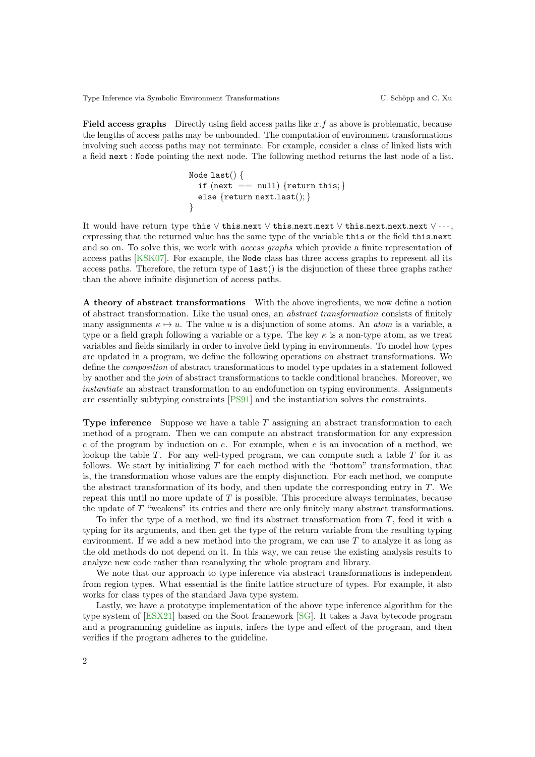**Field access graphs** Directly using field access paths like $x.f$ as above is problematic, because the lengths of access paths may be unbounded. The computation of environment transformations involving such access paths may not terminate. For example, consider a class of linked lists with a field `next : Node` pointing the next node. The following method returns the last node of a list.

```
Node last() {
  if (next == null) {return this; }
  else {return next.last(); }
}
```

It would have return type `this` $\vee$ `this.next` $\vee$ `this.next.next` $\vee$ `this.next.next.next` $\vee \cdots$, expressing that the returned value has the same type of the variable `this` or the field `this.next` and so on. To solve this, we work with *access graphs* which provide a finite representation of access paths [KSK07]. For example, the `Node` class has three access graphs to represent all its access paths. Therefore, the return type of `last()` is the disjunction of these three graphs rather than the above infinite disjunction of access paths.

**A theory of abstract transformations** With the above ingredients, we now define a notion of abstract transformation. Like the usual ones, an *abstract transformation* consists of finitely many assignments $\kappa \mapsto u$. The value $u$ is a disjunction of some atoms. An *atom* is a variable, a type or a field graph following a variable or a type. The key $\kappa$ is a non-type atom, as we treat variables and fields similarly in order to involve field typing in environments. To model how types are updated in a program, we define the following operations on abstract transformations. We define the *composition* of abstract transformations to model type updates in a statement followed by another and the *join* of abstract transformations to tackle conditional branches. Moreover, we *instantiate* an abstract transformation to an endofunction on typing environments. Assignments are essentially subtyping constraints [PS91] and the instantiation solves the constraints.

**Type inference** Suppose we have a table $T$ assigning an abstract transformation to each method of a program. Then we can compute an abstract transformation for any expression $e$ of the program by induction on $e$. For example, when $e$ is an invocation of a method, we lookup the table $T$. For any well-typed program, we can compute such a table $T$ for it as follows. We start by initializing $T$ for each method with the "bottom" transformation, that is, the transformation whose values are the empty disjunction. For each method, we compute the abstract transformation of its body, and then update the corresponding entry in $T$. We repeat this until no more update of $T$ is possible. This procedure always terminates, because the update of $T$ "weakens" its entries and there are only finitely many abstract transformations.

To infer the type of a method, we find its abstract transformation from $T$, feed it with a typing for its arguments, and then get the type of the return variable from the resulting typing environment. If we add a new method into the program, we can use $T$ to analyze it as long as the old methods do not depend on it. In this way, we can reuse the existing analysis results to analyze new code rather than reanalyzing the whole program and library.

We note that our approach to type inference via abstract transformations is independent from region types. What essential is the finite lattice structure of types. For example, it also works for class types of the standard Java type system.

Lastly, we have a prototype implementation of the above type inference algorithm for the type system of [ESX21] based on the Soot framework [SG]. It takes a Java bytecode program and a programming guideline as inputs, infers the type and effect of the program, and then verifies if the program adheres to the guideline.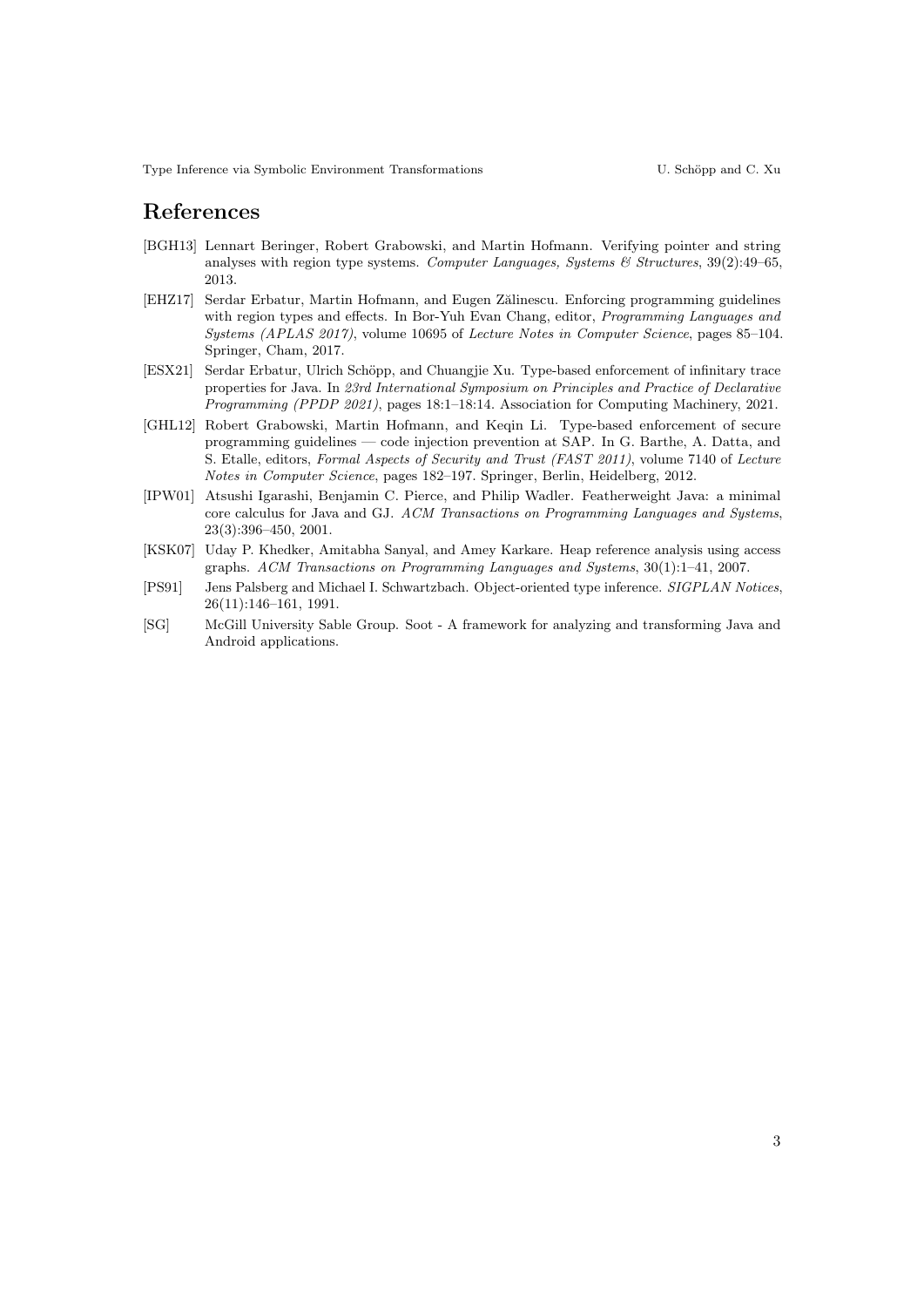## References

[BGH13] Lennart Beringer, Robert Grabowski, and Martin Hofmann. Verifying pointer and string analyses with region type systems. *Computer Languages, Systems & Structures*, 39(2):49–65, 2013.

[EHZ17] Serdar Erbatur, Martin Hofmann, and Eugen Zălinescu. Enforcing programming guidelines with region types and effects. In Bor-Yuh Evan Chang, editor, *Programming Languages and Systems (APLAS 2017)*, volume 10695 of *Lecture Notes in Computer Science*, pages 85–104. Springer, Cham, 2017.

[ESX21] Serdar Erbatur, Ulrich Schöpp, and Chuangjie Xu. Type-based enforcement of infinitary trace properties for Java. In *23rd International Symposium on Principles and Practice of Declarative Programming (PPDP 2021)*, pages 18:1–18:14. Association for Computing Machinery, 2021.

[GHL12] Robert Grabowski, Martin Hofmann, and Keqin Li. Type-based enforcement of secure programming guidelines — code injection prevention at SAP. In G. Barthe, A. Datta, and S. Etalle, editors, *Formal Aspects of Security and Trust (FAST 2011)*, volume 7140 of *Lecture Notes in Computer Science*, pages 182–197. Springer, Berlin, Heidelberg, 2012.

[IPW01] Atsushi Igarashi, Benjamin C. Pierce, and Philip Wadler. Featherweight Java: a minimal core calculus for Java and GJ. *ACM Transactions on Programming Languages and Systems*, 23(3):396–450, 2001.

[KSK07] Uday P. Khedker, Amitabha Sanyal, and Amey Karkare. Heap reference analysis using access graphs. *ACM Transactions on Programming Languages and Systems*, 30(1):1–41, 2007.

[PS91] Jens Palsberg and Michael I. Schwartzbach. Object-oriented type inference. *SIGPLAN Notices*, 26(11):146–161, 1991.

[SG] McGill University Sable Group. Soot - A framework for analyzing and transforming Java and Android applications.